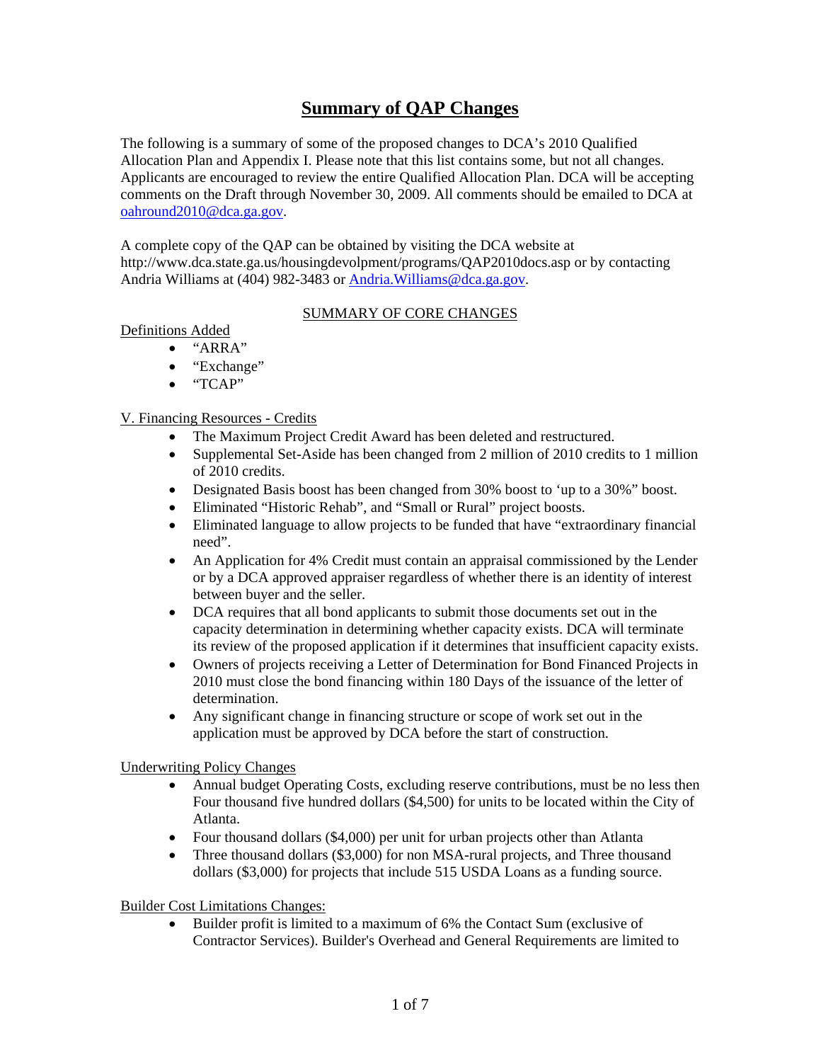# Summary of QAP Changes

The following is a summary of some of the proposed changes to DCA's 2010 Qualified Allocation Plan and Appendix I. Please note that this list contains some, but not all changes. Applicants are encouraged to review the entire Qualified Allocation Plan. DCA will be accepting comments on the Draft through November 30, 2009. All comments should be emailed to DCA at oahround2010@dca.ga.gov.

A complete copy of the QAP can be obtained by visiting the DCA website at http://www.dca.state.ga.us/housingdevolpment/programs/QAP2010docs.asp or by contacting Andria Williams at (404) 982-3483 or Andria.Williams@dca.ga.gov.

## SUMMARY OF CORE CHANGES

### Definitions Added

- "ARRA"
- "Exchange"
- "TCAP"

### V. Financing Resources - Credits

- The Maximum Project Credit Award has been deleted and restructured.
- Supplemental Set-Aside has been changed from 2 million of 2010 credits to 1 million of 2010 credits.
- Designated Basis boost has been changed from 30% boost to 'up to a 30%" boost.
- Eliminated "Historic Rehab", and "Small or Rural" project boosts.
- Eliminated language to allow projects to be funded that have "extraordinary financial need".
- An Application for 4% Credit must contain an appraisal commissioned by the Lender or by a DCA approved appraiser regardless of whether there is an identity of interest between buyer and the seller.
- DCA requires that all bond applicants to submit those documents set out in the capacity determination in determining whether capacity exists. DCA will terminate its review of the proposed application if it determines that insufficient capacity exists.
- Owners of projects receiving a Letter of Determination for Bond Financed Projects in 2010 must close the bond financing within 180 Days of the issuance of the letter of determination.
- Any significant change in financing structure or scope of work set out in the application must be approved by DCA before the start of construction.

### Underwriting Policy Changes

- Annual budget Operating Costs, excluding reserve contributions, must be no less then Four thousand five hundred dollars ($4,500) for units to be located within the City of Atlanta.
- Four thousand dollars ($4,000) per unit for urban projects other than Atlanta
- Three thousand dollars ($3,000) for non MSA-rural projects, and Three thousand dollars ($3,000) for projects that include 515 USDA Loans as a funding source.

### Builder Cost Limitations Changes:

- Builder profit is limited to a maximum of 6% the Contact Sum (exclusive of Contractor Services). Builder's Overhead and General Requirements are limited to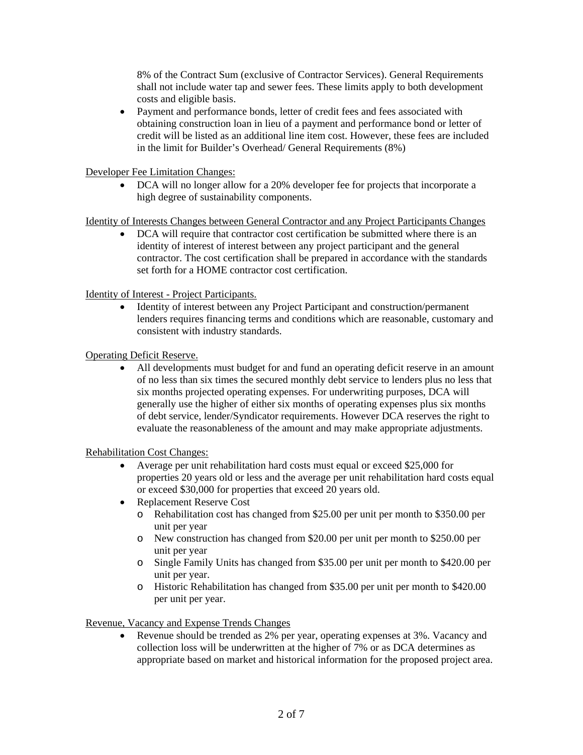8% of the Contract Sum (exclusive of Contractor Services). General Requirements shall not include water tap and sewer fees. These limits apply to both development costs and eligible basis.

- Payment and performance bonds, letter of credit fees and fees associated with obtaining construction loan in lieu of a payment and performance bond or letter of credit will be listed as an additional line item cost. However, these fees are included in the limit for Builder's Overhead/ General Requirements (8%)

<u>Developer Fee Limitation Changes:</u>

- DCA will no longer allow for a 20% developer fee for projects that incorporate a high degree of sustainability components.

<u>Identity of Interests Changes between General Contractor and any Project Participants Changes</u>

- DCA will require that contractor cost certification be submitted where there is an identity of interest of interest between any project participant and the general contractor. The cost certification shall be prepared in accordance with the standards set forth for a HOME contractor cost certification.

<u>Identity of Interest - Project Participants.</u>

- Identity of interest between any Project Participant and construction/permanent lenders requires financing terms and conditions which are reasonable, customary and consistent with industry standards.

<u>Operating Deficit Reserve.</u>

- All developments must budget for and fund an operating deficit reserve in an amount of no less than six times the secured monthly debt service to lenders plus no less that six months projected operating expenses. For underwriting purposes, DCA will generally use the higher of either six months of operating expenses plus six months of debt service, lender/Syndicator requirements. However DCA reserves the right to evaluate the reasonableness of the amount and may make appropriate adjustments.

<u>Rehabilitation Cost Changes:</u>

- Average per unit rehabilitation hard costs must equal or exceed \$25,000 for properties 20 years old or less and the average per unit rehabilitation hard costs equal or exceed \$30,000 for properties that exceed 20 years old.
- Replacement Reserve Cost
    - Rehabilitation cost has changed from \$25.00 per unit per month to \$350.00 per unit per year
    - New construction has changed from \$20.00 per unit per month to \$250.00 per unit per year
    - Single Family Units has changed from \$35.00 per unit per month to \$420.00 per unit per year.
    - Historic Rehabilitation has changed from \$35.00 per unit per month to \$420.00 per unit per year.

<u>Revenue, Vacancy and Expense Trends Changes</u>

- Revenue should be trended as 2% per year, operating expenses at 3%. Vacancy and collection loss will be underwritten at the higher of 7% or as DCA determines as appropriate based on market and historical information for the proposed project area.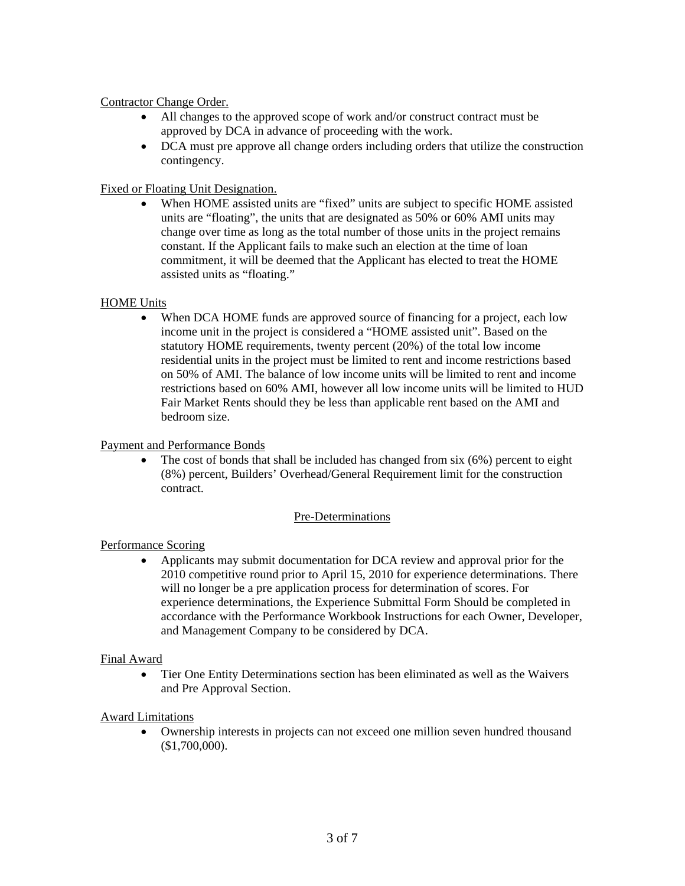Contractor Change Order.

- All changes to the approved scope of work and/or construct contract must be approved by DCA in advance of proceeding with the work.
- DCA must pre approve all change orders including orders that utilize the construction contingency.

Fixed or Floating Unit Designation.

- When HOME assisted units are "fixed" units are subject to specific HOME assisted units are "floating", the units that are designated as 50% or 60% AMI units may change over time as long as the total number of those units in the project remains constant. If the Applicant fails to make such an election at the time of loan commitment, it will be deemed that the Applicant has elected to treat the HOME assisted units as "floating."

HOME Units

- When DCA HOME funds are approved source of financing for a project, each low income unit in the project is considered a "HOME assisted unit". Based on the statutory HOME requirements, twenty percent (20%) of the total low income residential units in the project must be limited to rent and income restrictions based on 50% of AMI. The balance of low income units will be limited to rent and income restrictions based on 60% AMI, however all low income units will be limited to HUD Fair Market Rents should they be less than applicable rent based on the AMI and bedroom size.

Payment and Performance Bonds

- The cost of bonds that shall be included has changed from six (6%) percent to eight (8%) percent, Builders' Overhead/General Requirement limit for the construction contract.

## Pre-Determinations

Performance Scoring

- Applicants may submit documentation for DCA review and approval prior for the 2010 competitive round prior to April 15, 2010 for experience determinations. There will no longer be a pre application process for determination of scores. For experience determinations, the Experience Submittal Form Should be completed in accordance with the Performance Workbook Instructions for each Owner, Developer, and Management Company to be considered by DCA.

Final Award

- Tier One Entity Determinations section has been eliminated as well as the Waivers and Pre Approval Section.

Award Limitations

- Ownership interests in projects can not exceed one million seven hundred thousand ($1,700,000).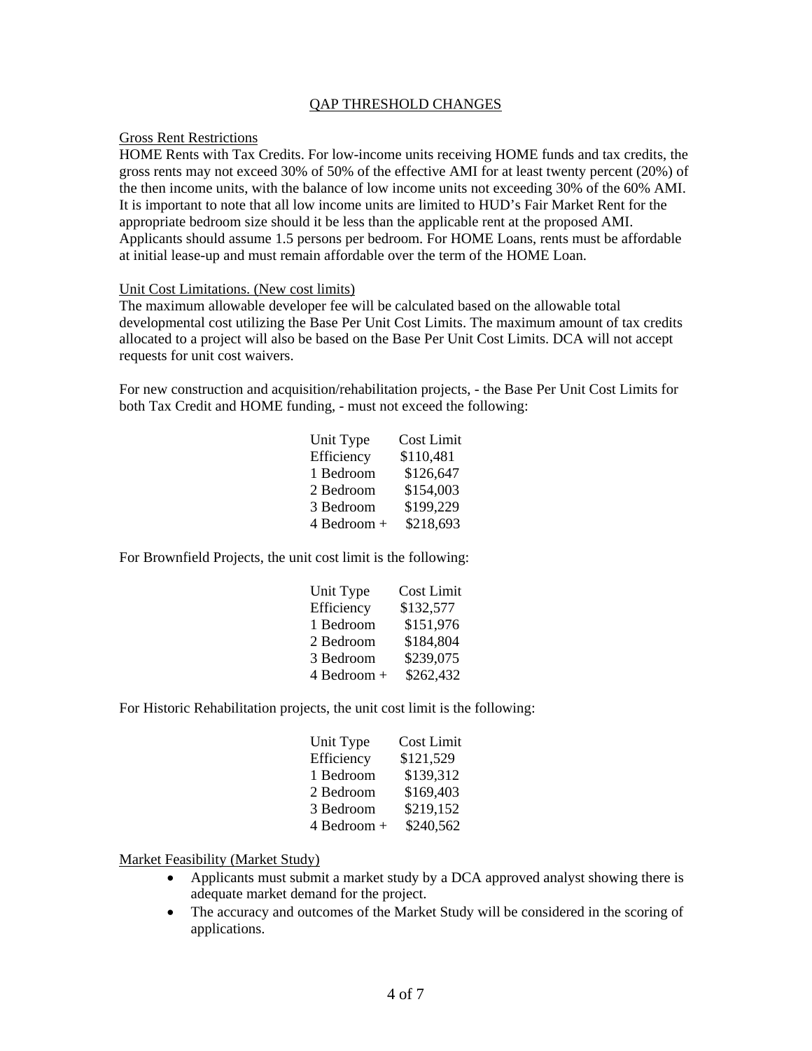## QAP THRESHOLD CHANGES

### Gross Rent Restrictions

HOME Rents with Tax Credits. For low-income units receiving HOME funds and tax credits, the gross rents may not exceed 30% of 50% of the effective AMI for at least twenty percent (20%) of the then income units, with the balance of low income units not exceeding 30% of the 60% AMI. It is important to note that all low income units are limited to HUD's Fair Market Rent for the appropriate bedroom size should it be less than the applicable rent at the proposed AMI. Applicants should assume 1.5 persons per bedroom. For HOME Loans, rents must be affordable at initial lease-up and must remain affordable over the term of the HOME Loan.

### Unit Cost Limitations. (New cost limits)

The maximum allowable developer fee will be calculated based on the allowable total developmental cost utilizing the Base Per Unit Cost Limits. The maximum amount of tax credits allocated to a project will also be based on the Base Per Unit Cost Limits. DCA will not accept requests for unit cost waivers.

For new construction and acquisition/rehabilitation projects, - the Base Per Unit Cost Limits for both Tax Credit and HOME funding, - must not exceed the following:

| Unit Type | Cost Limit |
|---|---|
| Efficiency | $110,481 |
| 1 Bedroom | $126,647 |
| 2 Bedroom | $154,003 |
| 3 Bedroom | $199,229 |
| 4 Bedroom + | $218,693 |

For Brownfield Projects, the unit cost limit is the following:

| Unit Type | Cost Limit |
|---|---|
| Efficiency | $132,577 |
| 1 Bedroom | $151,976 |
| 2 Bedroom | $184,804 |
| 3 Bedroom | $239,075 |
| 4 Bedroom + | $262,432 |

For Historic Rehabilitation projects, the unit cost limit is the following:

| Unit Type | Cost Limit |
|---|---|
| Efficiency | $121,529 |
| 1 Bedroom | $139,312 |
| 2 Bedroom | $169,403 |
| 3 Bedroom | $219,152 |
| 4 Bedroom + | $240,562 |

### Market Feasibility (Market Study)

- Applicants must submit a market study by a DCA approved analyst showing there is adequate market demand for the project.
- The accuracy and outcomes of the Market Study will be considered in the scoring of applications.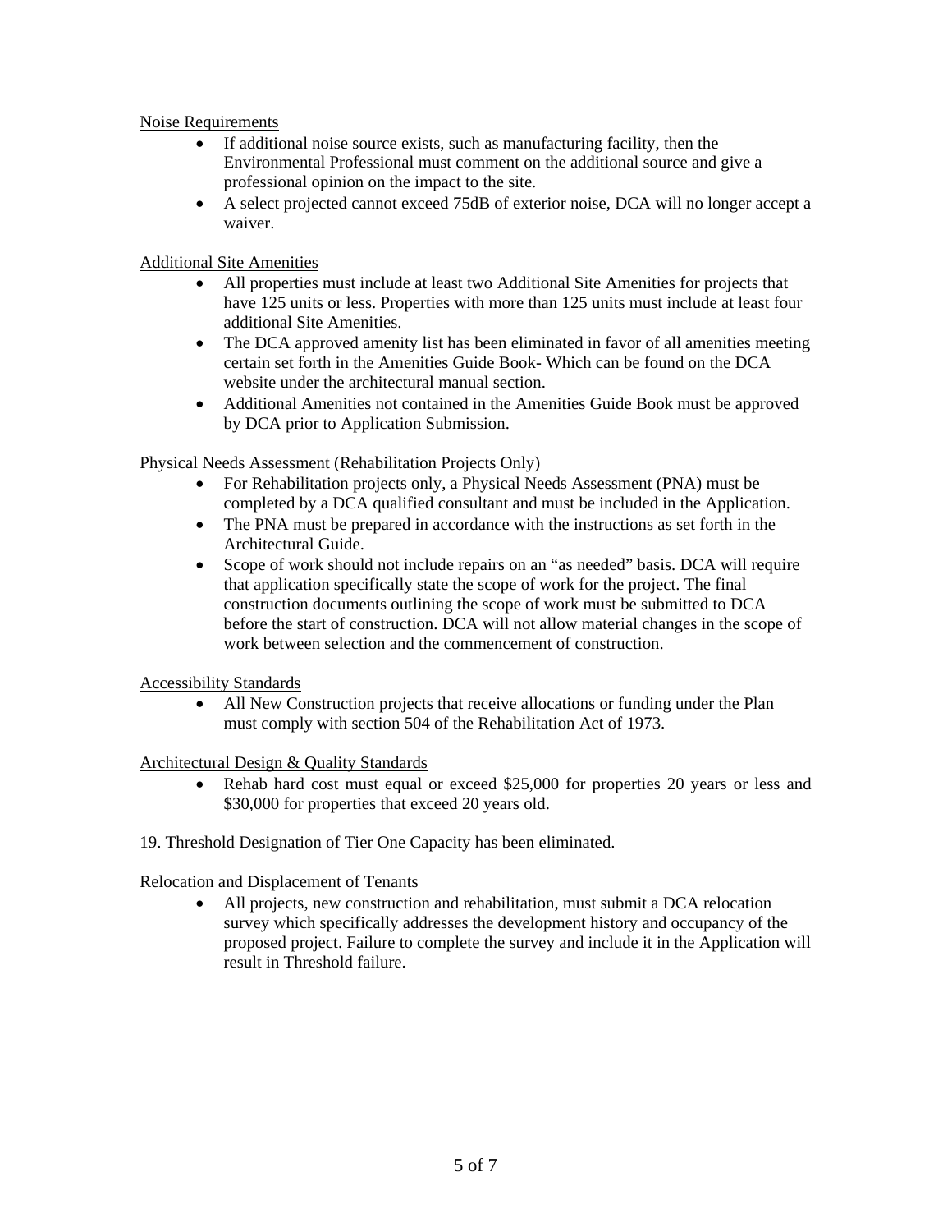Noise Requirements

- If additional noise source exists, such as manufacturing facility, then the Environmental Professional must comment on the additional source and give a professional opinion on the impact to the site.
- A select projected cannot exceed 75dB of exterior noise, DCA will no longer accept a waiver.

Additional Site Amenities

- All properties must include at least two Additional Site Amenities for projects that have 125 units or less. Properties with more than 125 units must include at least four additional Site Amenities.
- The DCA approved amenity list has been eliminated in favor of all amenities meeting certain set forth in the Amenities Guide Book- Which can be found on the DCA website under the architectural manual section.
- Additional Amenities not contained in the Amenities Guide Book must be approved by DCA prior to Application Submission.

Physical Needs Assessment (Rehabilitation Projects Only)

- For Rehabilitation projects only, a Physical Needs Assessment (PNA) must be completed by a DCA qualified consultant and must be included in the Application.
- The PNA must be prepared in accordance with the instructions as set forth in the Architectural Guide.
- Scope of work should not include repairs on an "as needed" basis. DCA will require that application specifically state the scope of work for the project. The final construction documents outlining the scope of work must be submitted to DCA before the start of construction. DCA will not allow material changes in the scope of work between selection and the commencement of construction.

Accessibility Standards

- All New Construction projects that receive allocations or funding under the Plan must comply with section 504 of the Rehabilitation Act of 1973.

Architectural Design & Quality Standards

- Rehab hard cost must equal or exceed $25,000 for properties 20 years or less and $30,000 for properties that exceed 20 years old.

19. Threshold Designation of Tier One Capacity has been eliminated.

Relocation and Displacement of Tenants

- All projects, new construction and rehabilitation, must submit a DCA relocation survey which specifically addresses the development history and occupancy of the proposed project. Failure to complete the survey and include it in the Application will result in Threshold failure.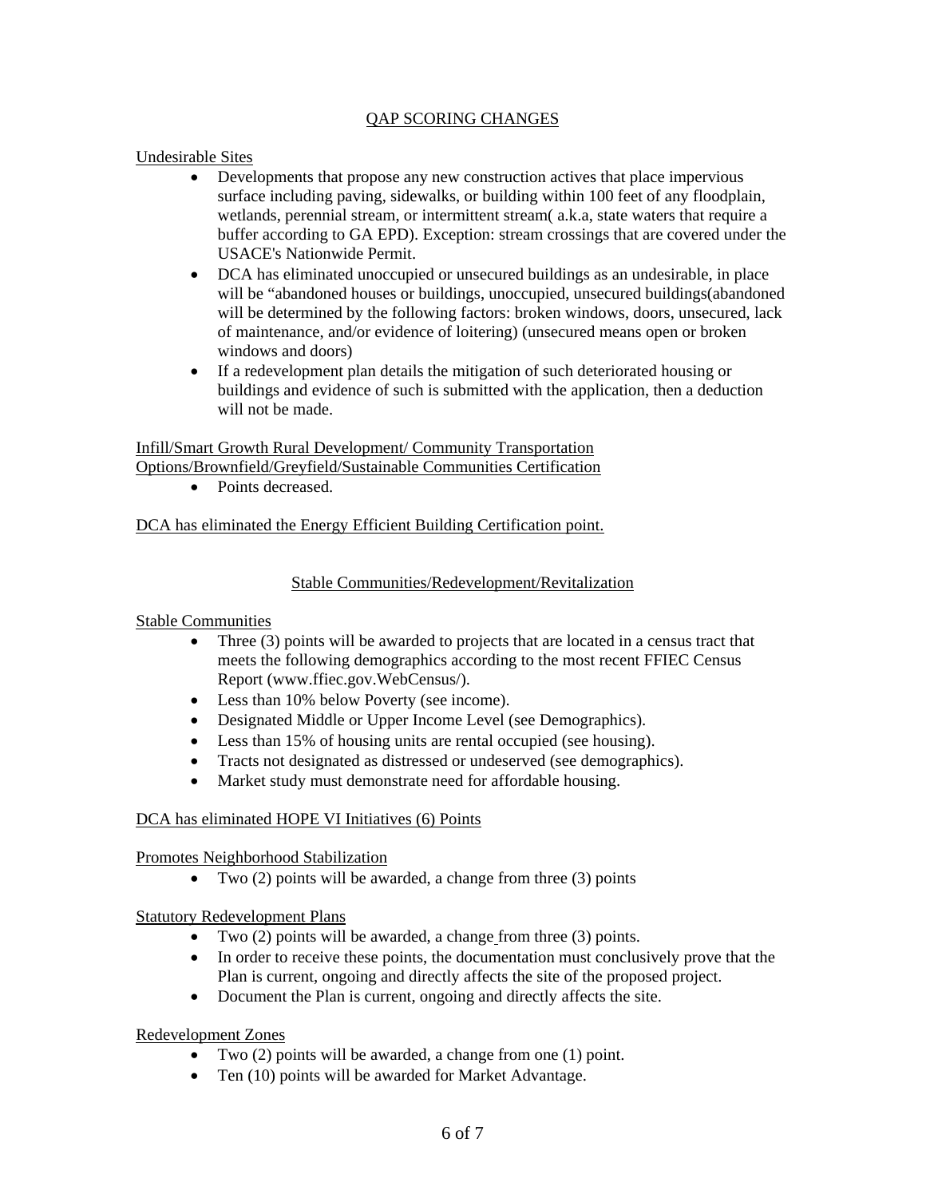# QAP SCORING CHANGES

Undesirable Sites

- Developments that propose any new construction actives that place impervious surface including paving, sidewalks, or building within 100 feet of any floodplain, wetlands, perennial stream, or intermittent stream( a.k.a, state waters that require a buffer according to GA EPD). Exception: stream crossings that are covered under the USACE's Nationwide Permit.
- DCA has eliminated unoccupied or unsecured buildings as an undesirable, in place will be "abandoned houses or buildings, unoccupied, unsecured buildings(abandoned will be determined by the following factors: broken windows, doors, unsecured, lack of maintenance, and/or evidence of loitering) (unsecured means open or broken windows and doors)
- If a redevelopment plan details the mitigation of such deteriorated housing or buildings and evidence of such is submitted with the application, then a deduction will not be made.

Infill/Smart Growth Rural Development/ Community Transportation Options/Brownfield/Greyfield/Sustainable Communities Certification

- Points decreased.

DCA has eliminated the Energy Efficient Building Certification point.

## Stable Communities/Redevelopment/Revitalization

Stable Communities

- Three (3) points will be awarded to projects that are located in a census tract that meets the following demographics according to the most recent FFIEC Census Report (www.ffiec.gov.WebCensus/).
- Less than 10% below Poverty (see income).
- Designated Middle or Upper Income Level (see Demographics).
- Less than 15% of housing units are rental occupied (see housing).
- Tracts not designated as distressed or undeserved (see demographics).
- Market study must demonstrate need for affordable housing.

DCA has eliminated HOPE VI Initiatives (6) Points

Promotes Neighborhood Stabilization

- Two (2) points will be awarded, a change from three (3) points

Statutory Redevelopment Plans

- Two (2) points will be awarded, a change from three (3) points.
- In order to receive these points, the documentation must conclusively prove that the Plan is current, ongoing and directly affects the site of the proposed project.
- Document the Plan is current, ongoing and directly affects the site.

Redevelopment Zones

- Two (2) points will be awarded, a change from one (1) point.
- Ten (10) points will be awarded for Market Advantage.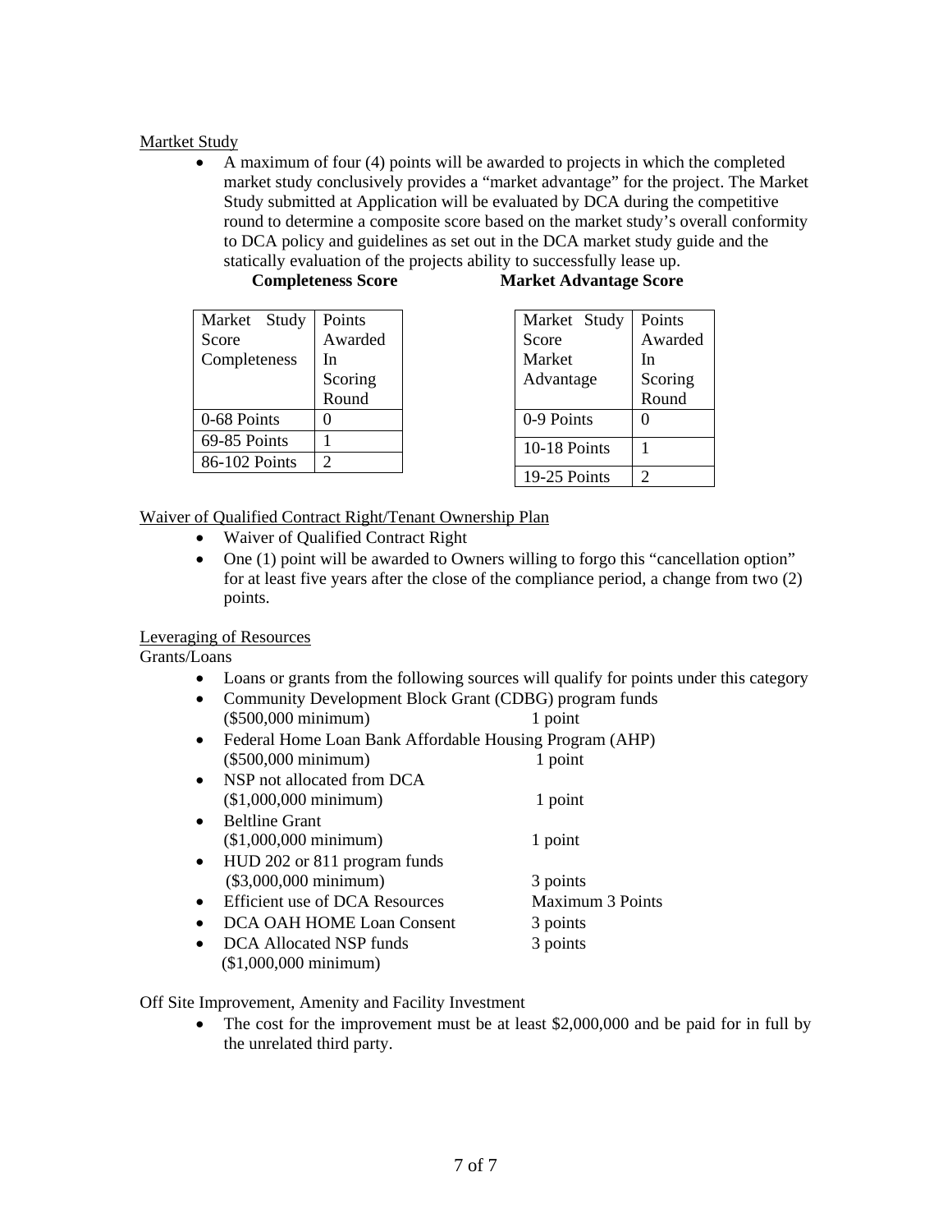Martket Study

- A maximum of four (4) points will be awarded to projects in which the completed market study conclusively provides a "market advantage" for the project. The Market Study submitted at Application will be evaluated by DCA during the competitive round to determine a composite score based on the market study's overall conformity to DCA policy and guidelines as set out in the DCA market study guide and the statically evaluation of the projects ability to successfully lease up.

**Completeness Score**

| Market Study Score Completeness | Points Awarded In Scoring Round |
|---|---|
| 0-68 Points | 0 |
| 69-85 Points | 1 |
| 86-102 Points | 2 |

**Market Advantage Score**

| Market Study Score Market Advantage | Points Awarded In Scoring Round |
|---|---|
| 0-9 Points | 0 |
| 10-18 Points | 1 |
| 19-25 Points | 2 |

Waiver of Qualified Contract Right/Tenant Ownership Plan

- Waiver of Qualified Contract Right
- One (1) point will be awarded to Owners willing to forgo this "cancellation option" for at least five years after the close of the compliance period, a change from two (2) points.

Leveraging of Resources

Grants/Loans

- Loans or grants from the following sources will qualify for points under this category
- Community Development Block Grant (CDBG) program funds ($500,000 minimum) 1 point
- Federal Home Loan Bank Affordable Housing Program (AHP) ($500,000 minimum) 1 point
- NSP not allocated from DCA ($1,000,000 minimum) 1 point
- Beltline Grant ($1,000,000 minimum) 1 point
- HUD 202 or 811 program funds ($3,000,000 minimum) 3 points
- Efficient use of DCA Resources Maximum 3 Points
- DCA OAH HOME Loan Consent 3 points
- DCA Allocated NSP funds 3 points ($1,000,000 minimum)

Off Site Improvement, Amenity and Facility Investment

- The cost for the improvement must be at least $2,000,000 and be paid for in full by the unrelated third party.